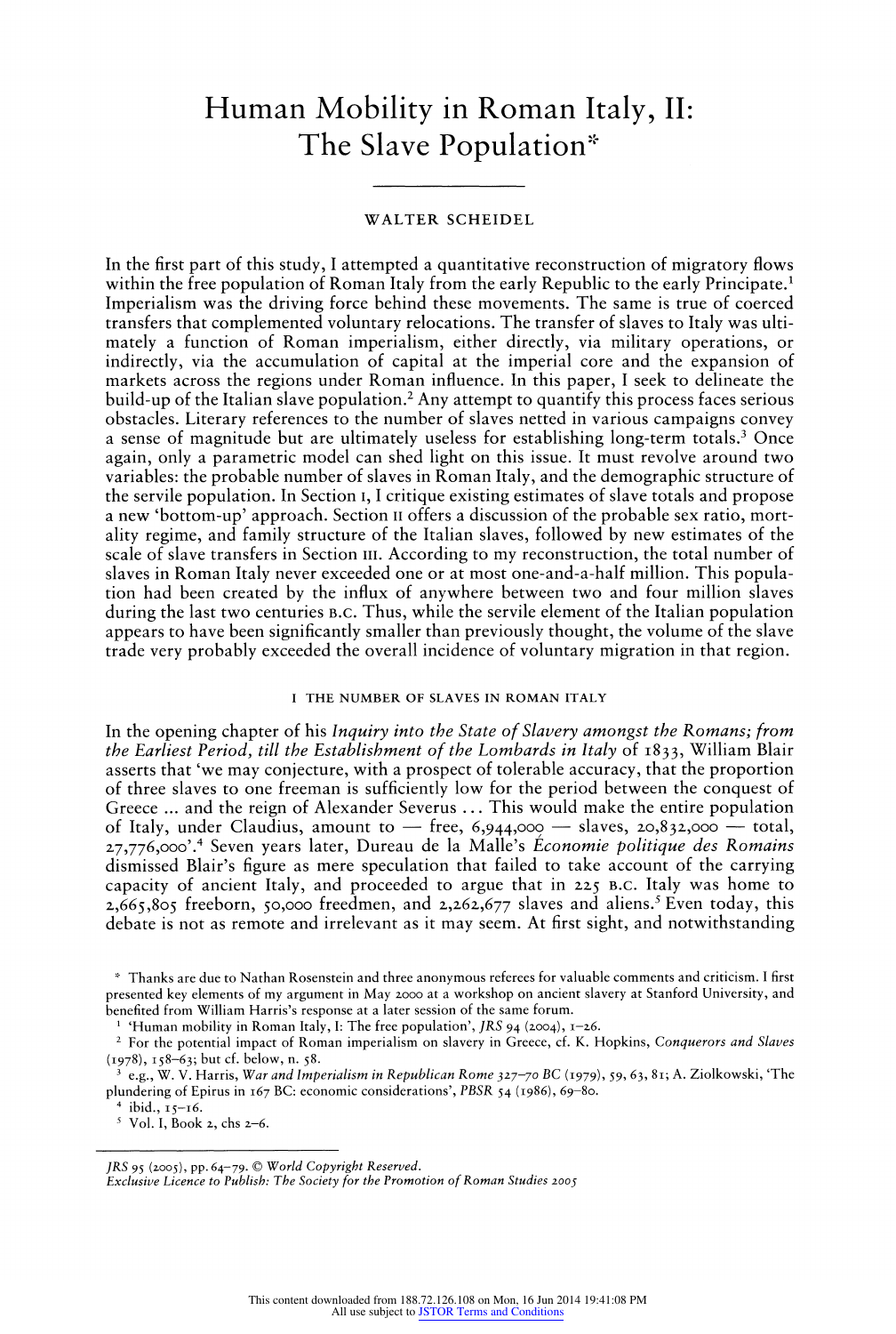# Human Mobility in Roman Italy, II: The Slave Population*

WALTER SCHEIDEL

In the first part of this study, I attempted a quantitative reconstruction of migratory flows within the free population of Roman Italy from the early Republic to the early Principate.[1] Imperialism was the driving force behind these movements. The same is true of coerced transfers that complemented voluntary relocations. The transfer of slaves to Italy was ultimately a function of Roman imperialism, either directly, via military operations, or indirectly, via the accumulation of capital at the imperial core and the expansion of markets across the regions under Roman influence. In this paper, I seek to delineate the build-up of the Italian slave population.[2] Any attempt to quantify this process faces serious obstacles. Literary references to the number of slaves netted in various campaigns convey a sense of magnitude but are ultimately useless for establishing long-term totals.[3] Once again, only a parametric model can shed light on this issue. It must revolve around two variables: the probable number of slaves in Roman Italy, and the demographic structure of the servile population. In Section I, I critique existing estimates of slave totals and propose a new 'bottom-up' approach. Section II offers a discussion of the probable sex ratio, mortality regime, and family structure of the Italian slaves, followed by new estimates of the scale of slave transfers in Section III. According to my reconstruction, the total number of slaves in Roman Italy never exceeded one or at most one-and-a-half million. This population had been created by the influx of anywhere between two and four million slaves during the last two centuries B.C. Thus, while the servile element of the Italian population appears to have been significantly smaller than previously thought, the volume of the slave trade very probably exceeded the overall incidence of voluntary migration in that region.

## I THE NUMBER OF SLAVES IN ROMAN ITALY

In the opening chapter of his *Inquiry into the State of Slavery amongst the Romans; from the Earliest Period, till the Establishment of the Lombards in Italy* of 1833, William Blair asserts that 'we may conjecture, with a prospect of tolerable accuracy, that the proportion of three slaves to one freeman is sufficiently low for the period between the conquest of Greece ... and the reign of Alexander Severus ... This would make the entire population of Italy, under Claudius, amount to — free, 6,944,000 — slaves, 20,832,000 — total, 27,776,000'.[4] Seven years later, Dureau de la Malle's *Économie politique des Romains* dismissed Blair's figure as mere speculation that failed to take account of the carrying capacity of ancient Italy, and proceeded to argue that in 225 B.C. Italy was home to 2,665,805 freeborn, 50,000 freedmen, and 2,262,677 slaves and aliens.[5] Even today, this debate is not as remote and irrelevant as it may seem. At first sight, and notwithstanding

---

\* Thanks are due to Nathan Rosenstein and three anonymous referees for valuable comments and criticism. I first presented key elements of my argument in May 2000 at a workshop on ancient slavery at Stanford University, and benefited from William Harris's response at a later session of the same forum.

[1] 'Human mobility in Roman Italy, I: The free population', *JRS* 94 (2004), 1–26.

[2] For the potential impact of Roman imperialism on slavery in Greece, cf. K. Hopkins, *Conquerors and Slaves* (1978), 158–63; but cf. below, n. 58.

[3] e.g., W. V. Harris, *War and Imperialism in Republican Rome 327–70 BC* (1979), 59, 63, 81; A. Ziolkowski, 'The plundering of Epirus in 167 BC: economic considerations', *PBSR* 54 (1986), 69–80.

[4] ibid., 15–16.

[5] Vol. I, Book 2, chs 2–6.

*JRS* 95 (2005), pp. 64–79. © *World Copyright Reserved.*
*Exclusive Licence to Publish: The Society for the Promotion of Roman Studies 2005*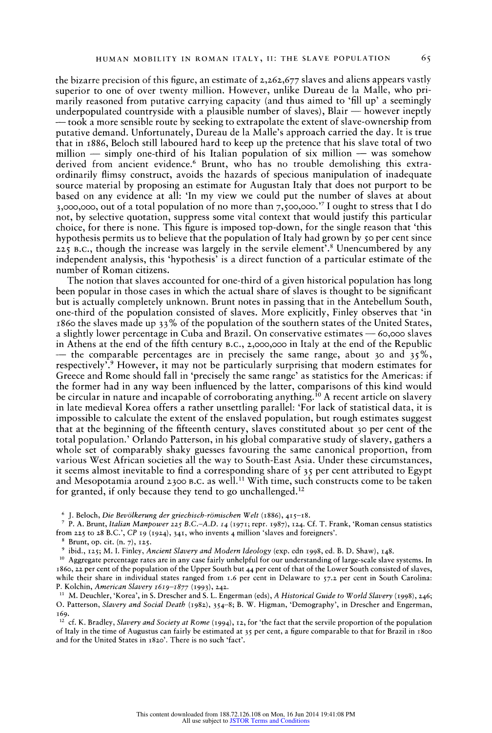the bizarre precision of this figure, an estimate of 2,262,677 slaves and aliens appears vastly superior to one of over twenty million. However, unlike Dureau de la Malle, who primarily reasoned from putative carrying capacity (and thus aimed to 'fill up' a seemingly underpopulated countryside with a plausible number of slaves), Blair — however ineptly — took a more sensible route by seeking to extrapolate the extent of slave-ownership from putative demand. Unfortunately, Dureau de la Malle's approach carried the day. It is true that in 1886, Beloch still laboured hard to keep up the pretence that his slave total of two million — simply one-third of his Italian population of six million — was somehow derived from ancient evidence.[6] Brunt, who has no trouble demolishing this extraordinarily flimsy construct, avoids the hazards of specious manipulation of inadequate source material by proposing an estimate for Augustan Italy that does not purport to be based on any evidence at all: 'In my view we could put the number of slaves at about 3,000,000, out of a total population of no more than 7,500,000.'[7] I ought to stress that I do not, by selective quotation, suppress some vital context that would justify this particular choice, for there is none. This figure is imposed top-down, for the single reason that 'this hypothesis permits us to believe that the population of Italy had grown by 50 per cent since 225 B.C., though the increase was largely in the servile element'.[8] Unencumbered by any independent analysis, this 'hypothesis' is a direct function of a particular estimate of the number of Roman citizens.

The notion that slaves accounted for one-third of a given historical population has long been popular in those cases in which the actual share of slaves is thought to be significant but is actually completely unknown. Brunt notes in passing that in the Antebellum South, one-third of the population consisted of slaves. More explicitly, Finley observes that 'in 1860 the slaves made up 33% of the population of the southern states of the United States, a slightly lower percentage in Cuba and Brazil. On conservative estimates — 60,000 slaves in Athens at the end of the fifth century B.C., 2,000,000 in Italy at the end of the Republic — the comparable percentages are in precisely the same range, about 30 and 35%, respectively'.[9] However, it may not be particularly surprising that modern estimates for Greece and Rome should fall in 'precisely the same range' as statistics for the Americas: if the former had in any way been influenced by the latter, comparisons of this kind would be circular in nature and incapable of corroborating anything.[10] A recent article on slavery in late medieval Korea offers a rather unsettling parallel: 'For lack of statistical data, it is impossible to calculate the extent of the enslaved population, but rough estimates suggest that at the beginning of the fifteenth century, slaves constituted about 30 per cent of the total population.' Orlando Patterson, in his global comparative study of slavery, gathers a whole set of comparably shaky guesses favouring the same canonical proportion, from various West African societies all the way to South-East Asia. Under these circumstances, it seems almost inevitable to find a corresponding share of 35 per cent attributed to Egypt and Mesopotamia around 2300 B.C. as well.[11] With time, such constructs come to be taken for granted, if only because they tend to go unchallenged.[12]

[6] J. Beloch, *Die Bevölkerung der griechisch-römischen Welt* (1886), 415–18.

[7] P. A. Brunt, *Italian Manpower 225 B.C.–A.D. 14* (1971; repr. 1987), 124. Cf. T. Frank, 'Roman census statistics from 225 to 28 B.C.', *CP* 19 (1924), 341, who invents 4 million 'slaves and foreigners'.

[8] Brunt, op. cit. (n. 7), 125.

[9] ibid., 125; M. I. Finley, *Ancient Slavery and Modern Ideology* (exp. edn 1998, ed. B. D. Shaw), 148.

[10] Aggregate percentage rates are in any case fairly unhelpful for our understanding of large-scale slave systems. In 1860, 22 per cent of the population of the Upper South but 44 per cent of that of the Lower South consisted of slaves, while their share in individual states ranged from 1.6 per cent in Delaware to 57.2 per cent in South Carolina: P. Kolchin, *American Slavery 1619–1877* (1993), 242.

[11] M. Deuchler, 'Korea', in S. Drescher and S. L. Engerman (eds), *A Historical Guide to World Slavery* (1998), 246; O. Patterson, *Slavery and Social Death* (1982), 354–8; B. W. Higman, 'Demography', in Drescher and Engerman, 169.

[12] cf. K. Bradley, *Slavery and Society at Rome* (1994), 12, for 'the fact that the servile proportion of the population of Italy in the time of Augustus can fairly be estimated at 35 per cent, a figure comparable to that for Brazil in 1800 and for the United States in 1820'. There is no such 'fact'.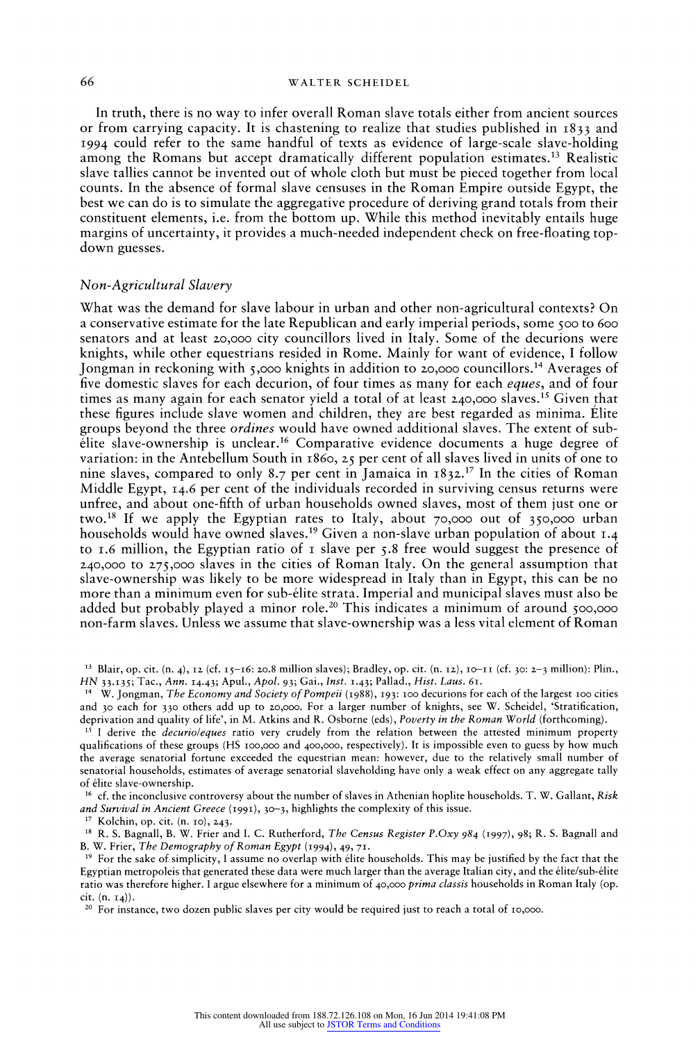In truth, there is no way to infer overall Roman slave totals either from ancient sources or from carrying capacity. It is chastening to realize that studies published in 1833 and 1994 could refer to the same handful of texts as evidence of large-scale slave-holding among the Romans but accept dramatically different population estimates.[13] Realistic slave tallies cannot be invented out of whole cloth but must be pieced together from local counts. In the absence of formal slave censuses in the Roman Empire outside Egypt, the best we can do is to simulate the aggregative procedure of deriving grand totals from their constituent elements, i.e. from the bottom up. While this method inevitably entails huge margins of uncertainty, it provides a much-needed independent check on free-floating top-down guesses.

### *Non-Agricultural Slavery*

What was the demand for slave labour in urban and other non-agricultural contexts? On a conservative estimate for the late Republican and early imperial periods, some 500 to 600 senators and at least 20,000 city councillors lived in Italy. Some of the decurions were knights, while other equestrians resided in Rome. Mainly for want of evidence, I follow Jongman in reckoning with 5,000 knights in addition to 20,000 councillors.[14] Averages of five domestic slaves for each decurion, of four times as many for each *eques*, and of four times as many again for each senator yield a total of at least 240,000 slaves.[15] Given that these figures include slave women and children, they are best regarded as minima. Élite groups beyond the three *ordines* would have owned additional slaves. The extent of sub-élite slave-ownership is unclear.[16] Comparative evidence documents a huge degree of variation: in the Antebellum South in 1860, 25 per cent of all slaves lived in units of one to nine slaves, compared to only 8.7 per cent in Jamaica in 1832.[17] In the cities of Roman Middle Egypt, 14.6 per cent of the individuals recorded in surviving census returns were unfree, and about one-fifth of urban households owned slaves, most of them just one or two.[18] If we apply the Egyptian rates to Italy, about 70,000 out of 350,000 urban households would have owned slaves.[19] Given a non-slave urban population of about 1.4 to 1.6 million, the Egyptian ratio of 1 slave per 5.8 free would suggest the presence of 240,000 to 275,000 slaves in the cities of Roman Italy. On the general assumption that slave-ownership was likely to be more widespread in Italy than in Egypt, this can be no more than a minimum even for sub-élite strata. Imperial and municipal slaves must also be added but probably played a minor role.[20] This indicates a minimum of around 500,000 non-farm slaves. Unless we assume that slave-ownership was a less vital element of Roman

---

[13] Blair, op. cit. (n. 4), 12 (cf. 15–16: 20.8 million slaves); Bradley, op. cit. (n. 12), 10–11 (cf. 30: 2–3 million): Plin., *HN* 33.135; Tac., *Ann.* 14.43; Apul., *Apol.* 93; Gai., *Inst.* 1.43; Pallad., *Hist. Laus.* 61.

[14] W. Jongman, *The Economy and Society of Pompeii* (1988), 193: 100 decurions for each of the largest 100 cities and 30 each for 330 others add up to 20,000. For a larger number of knights, see W. Scheidel, 'Stratification, deprivation and quality of life', in M. Atkins and R. Osborne (eds), *Poverty in the Roman World* (forthcoming).

[15] I derive the *decurio/eques* ratio very crudely from the relation between the attested minimum property qualifications of these groups (HS 100,000 and 400,000, respectively). It is impossible even to guess by how much the average senatorial fortune exceeded the equestrian mean: however, due to the relatively small number of senatorial households, estimates of average senatorial slaveholding have only a weak effect on any aggregate tally of élite slave-ownership.

[16] cf. the inconclusive controversy about the number of slaves in Athenian hoplite households. T. W. Gallant, *Risk and Survival in Ancient Greece* (1991), 30–3, highlights the complexity of this issue.

[17] Kolchin, op. cit. (n. 10), 243.

[18] R. S. Bagnall, B. W. Frier and I. C. Rutherford, *The Census Register P.Oxy 984* (1997), 98; R. S. Bagnall and B. W. Frier, *The Demography of Roman Egypt* (1994), 49, 71.

[19] For the sake of simplicity, I assume no overlap with élite households. This may be justified by the fact that the Egyptian metropoleis that generated these data were much larger than the average Italian city, and the élite/sub-élite ratio was therefore higher. I argue elsewhere for a minimum of 40,000 *prima classis* households in Roman Italy (op. cit. (n. 14)).

[20] For instance, two dozen public slaves per city would be required just to reach a total of 10,000.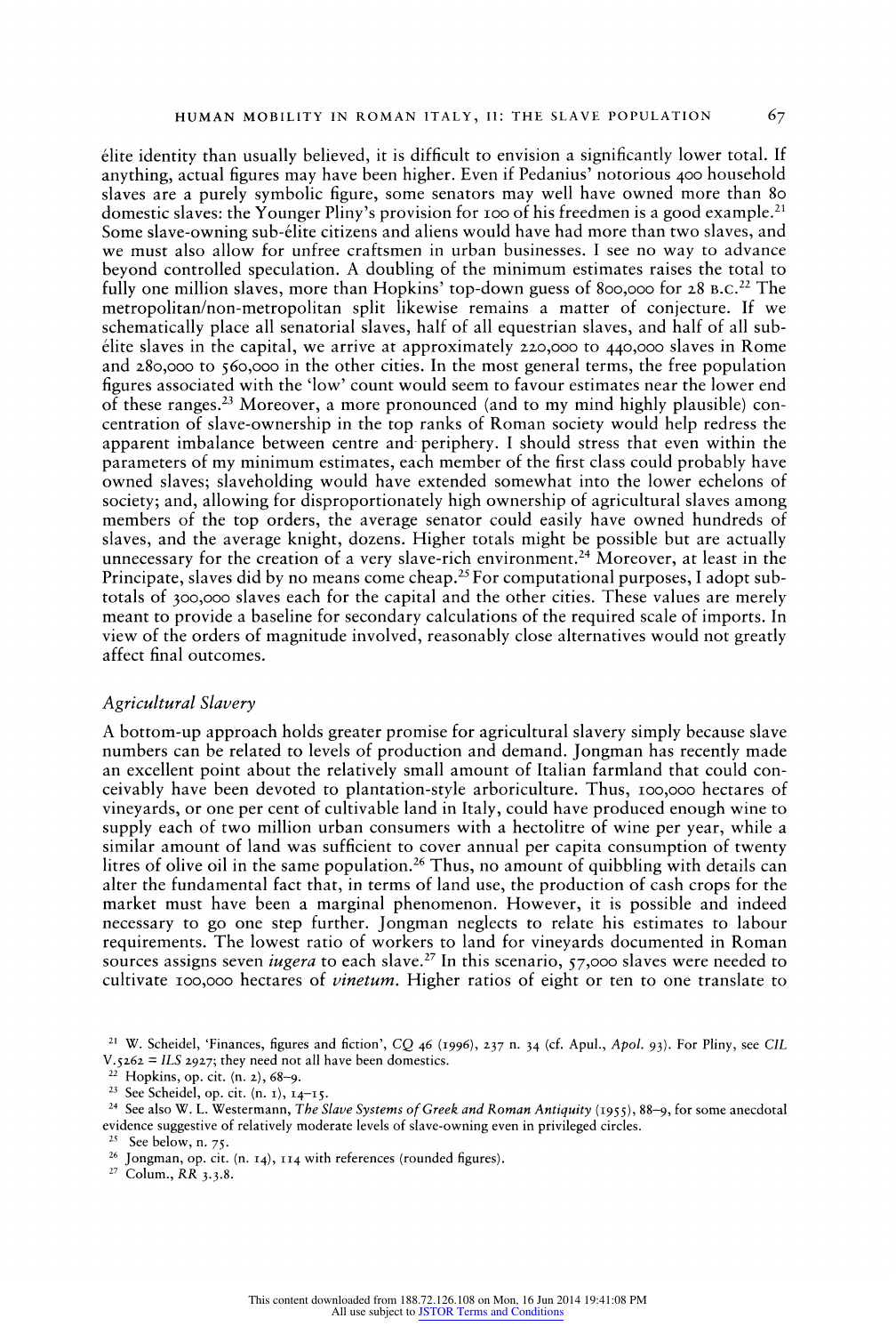élite identity than usually believed, it is difficult to envision a significantly lower total. If anything, actual figures may have been higher. Even if Pedanius' notorious 400 household slaves are a purely symbolic figure, some senators may well have owned more than 80 domestic slaves: the Younger Pliny's provision for 100 of his freedmen is a good example.[21] Some slave-owning sub-élite citizens and aliens would have had more than two slaves, and we must also allow for unfree craftsmen in urban businesses. I see no way to advance beyond controlled speculation. A doubling of the minimum estimates raises the total to fully one million slaves, more than Hopkins' top-down guess of 800,000 for 28 B.C.[22] The metropolitan/non-metropolitan split likewise remains a matter of conjecture. If we schematically place all senatorial slaves, half of all equestrian slaves, and half of all sub-élite slaves in the capital, we arrive at approximately 220,000 to 440,000 slaves in Rome and 280,000 to 560,000 in the other cities. In the most general terms, the free population figures associated with the 'low' count would seem to favour estimates near the lower end of these ranges.[23] Moreover, a more pronounced (and to my mind highly plausible) concentration of slave-ownership in the top ranks of Roman society would help redress the apparent imbalance between centre and periphery. I should stress that even within the parameters of my minimum estimates, each member of the first class could probably have owned slaves; slaveholding would have extended somewhat into the lower echelons of society; and, allowing for disproportionately high ownership of agricultural slaves among members of the top orders, the average senator could easily have owned hundreds of slaves, and the average knight, dozens. Higher totals might be possible but are actually unnecessary for the creation of a very slave-rich environment.[24] Moreover, at least in the Principate, slaves did by no means come cheap.[25] For computational purposes, I adopt subtotals of 300,000 slaves each for the capital and the other cities. These values are merely meant to provide a baseline for secondary calculations of the required scale of imports. In view of the orders of magnitude involved, reasonably close alternatives would not greatly affect final outcomes.

### *Agricultural Slavery*

A bottom-up approach holds greater promise for agricultural slavery simply because slave numbers can be related to levels of production and demand. Jongman has recently made an excellent point about the relatively small amount of Italian farmland that could conceivably have been devoted to plantation-style arboriculture. Thus, 100,000 hectares of vineyards, or one per cent of cultivable land in Italy, could have produced enough wine to supply each of two million urban consumers with a hectolitre of wine per year, while a similar amount of land was sufficient to cover annual per capita consumption of twenty litres of olive oil in the same population.[26] Thus, no amount of quibbling with details can alter the fundamental fact that, in terms of land use, the production of cash crops for the market must have been a marginal phenomenon. However, it is possible and indeed necessary to go one step further. Jongman neglects to relate his estimates to labour requirements. The lowest ratio of workers to land for vineyards documented in Roman sources assigns seven *iugera* to each slave.[27] In this scenario, 57,000 slaves were needed to cultivate 100,000 hectares of *vinetum*. Higher ratios of eight or ten to one translate to

---

[21] W. Scheidel, 'Finances, figures and fiction', *CQ* 46 (1996), 237 n. 34 (cf. Apul., *Apol.* 93). For Pliny, see *CIL* V.5262 = *ILS* 2927; they need not all have been domestics.

[22] Hopkins, op. cit. (n. 2), 68–9.

[23] See Scheidel, op. cit. (n. 1), 14–15.

[24] See also W. L. Westermann, *The Slave Systems of Greek and Roman Antiquity* (1955), 88–9, for some anecdotal evidence suggestive of relatively moderate levels of slave-owning even in privileged circles.

[25] See below, n. 75.

[26] Jongman, op. cit. (n. 14), 114 with references (rounded figures).

[27] Colum., *RR* 3.3.8.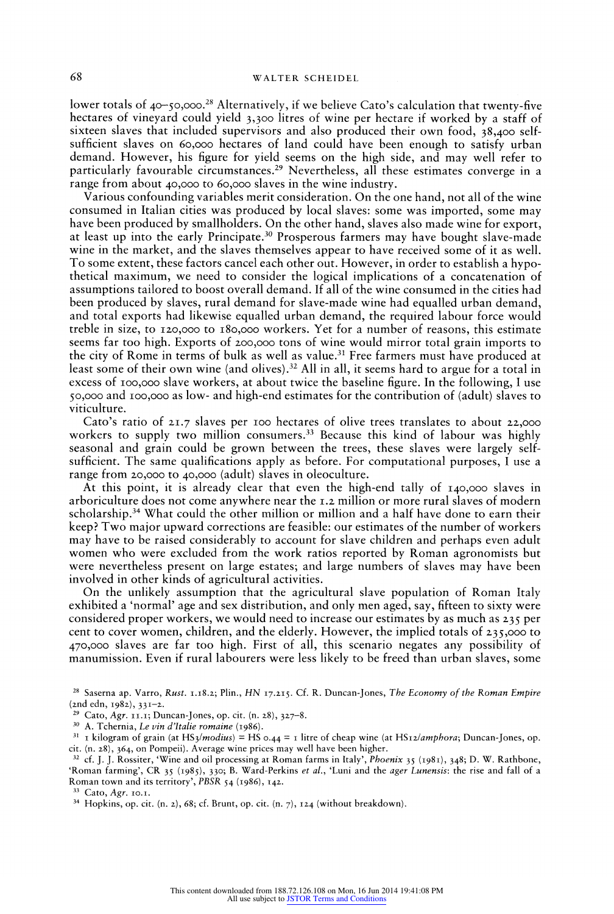lower totals of 40–50,000.[28] Alternatively, if we believe Cato's calculation that twenty-five hectares of vineyard could yield 3,300 litres of wine per hectare if worked by a staff of sixteen slaves that included supervisors and also produced their own food, 38,400 self-sufficient slaves on 60,000 hectares of land could have been enough to satisfy urban demand. However, his figure for yield seems on the high side, and may well refer to particularly favourable circumstances.[29] Nevertheless, all these estimates converge in a range from about 40,000 to 60,000 slaves in the wine industry.

Various confounding variables merit consideration. On the one hand, not all of the wine consumed in Italian cities was produced by local slaves: some was imported, some may have been produced by smallholders. On the other hand, slaves also made wine for export, at least up into the early Principate.[30] Prosperous farmers may have bought slave-made wine in the market, and the slaves themselves appear to have received some of it as well. To some extent, these factors cancel each other out. However, in order to establish a hypothetical maximum, we need to consider the logical implications of a concatenation of assumptions tailored to boost overall demand. If all of the wine consumed in the cities had been produced by slaves, rural demand for slave-made wine had equalled urban demand, and total exports had likewise equalled urban demand, the required labour force would treble in size, to 120,000 to 180,000 workers. Yet for a number of reasons, this estimate seems far too high. Exports of 200,000 tons of wine would mirror total grain imports to the city of Rome in terms of bulk as well as value.[31] Free farmers must have produced at least some of their own wine (and olives).[32] All in all, it seems hard to argue for a total in excess of 100,000 slave workers, at about twice the baseline figure. In the following, I use 50,000 and 100,000 as low- and high-end estimates for the contribution of (adult) slaves to viticulture.

Cato's ratio of 21.7 slaves per 100 hectares of olive trees translates to about 22,000 workers to supply two million consumers.[33] Because this kind of labour was highly seasonal and grain could be grown between the trees, these slaves were largely self-sufficient. The same qualifications apply as before. For computational purposes, I use a range from 20,000 to 40,000 (adult) slaves in oleoculture.

At this point, it is already clear that even the high-end tally of 140,000 slaves in arboriculture does not come anywhere near the 1.2 million or more rural slaves of modern scholarship.[34] What could the other million or million and a half have done to earn their keep? Two major upward corrections are feasible: our estimates of the number of workers may have to be raised considerably to account for slave children and perhaps even adult women who were excluded from the work ratios reported by Roman agronomists but were nevertheless present on large estates; and large numbers of slaves may have been involved in other kinds of agricultural activities.

On the unlikely assumption that the agricultural slave population of Roman Italy exhibited a 'normal' age and sex distribution, and only men aged, say, fifteen to sixty were considered proper workers, we would need to increase our estimates by as much as 235 per cent to cover women, children, and the elderly. However, the implied totals of 235,000 to 470,000 slaves are far too high. First of all, this scenario negates any possibility of manumission. Even if rural labourers were less likely to be freed than urban slaves, some

[28] Saserna ap. Varro, *Rust.* 1.18.2; Plin., *HN* 17.215. Cf. R. Duncan-Jones, *The Economy of the Roman Empire* (2nd edn, 1982), 331–2.

[29] Cato, *Agr.* 11.1; Duncan-Jones, op. cit. (n. 28), 327–8.

[30] A. Tchernia, *Le vin d'Italie romaine* (1986).

[31] 1 kilogram of grain (at HS3/*modius*) = HS 0.44 = 1 litre of cheap wine (at HS12/*amphora*; Duncan-Jones, op. cit. (n. 28), 364, on Pompeii). Average wine prices may well have been higher.

[32] cf. J. J. Rossiter, 'Wine and oil processing at Roman farms in Italy', *Phoenix* 35 (1981), 348; D. W. Rathbone, 'Roman farming', CR 35 (1985), 330; B. Ward-Perkins *et al.*, 'Luni and the *ager Lunensis*: the rise and fall of a Roman town and its territory', *PBSR* 54 (1986), 142.

[33] Cato, *Agr.* 10.1.

[34] Hopkins, op. cit. (n. 2), 68; cf. Brunt, op. cit. (n. 7), 124 (without breakdown).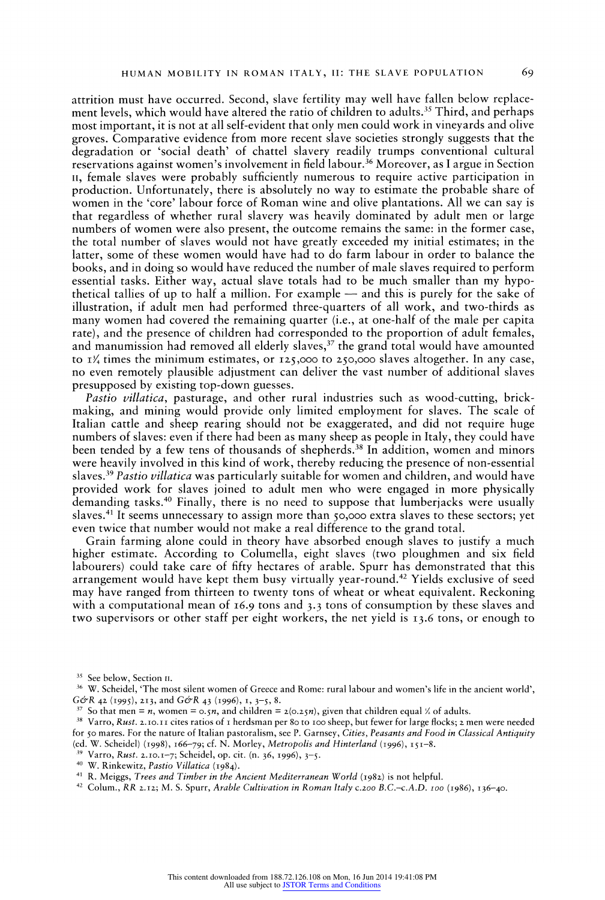attrition must have occurred. Second, slave fertility may well have fallen below replacement levels, which would have altered the ratio of children to adults.[35] Third, and perhaps most important, it is not at all self-evident that only men could work in vineyards and olive groves. Comparative evidence from more recent slave societies strongly suggests that the degradation or 'social death' of chattel slavery readily trumps conventional cultural reservations against women's involvement in field labour.[36] Moreover, as I argue in Section II, female slaves were probably sufficiently numerous to require active participation in production. Unfortunately, there is absolutely no way to estimate the probable share of women in the 'core' labour force of Roman wine and olive plantations. All we can say is that regardless of whether rural slavery was heavily dominated by adult men or large numbers of women were also present, the outcome remains the same: in the former case, the total number of slaves would not have greatly exceeded my initial estimates; in the latter, some of these women would have had to do farm labour in order to balance the books, and in doing so would have reduced the number of male slaves required to perform essential tasks. Either way, actual slave totals had to be much smaller than my hypothetical tallies of up to half a million. For example — and this is purely for the sake of illustration, if adult men had performed three-quarters of all work, and two-thirds as many women had covered the remaining quarter (i.e., at one-half of the male per capita rate), and the presence of children had corresponded to the proportion of adult females, and manumission had removed all elderly slaves,[37] the grand total would have amounted to 1¼ times the minimum estimates, or 125,000 to 250,000 slaves altogether. In any case, no even remotely plausible adjustment can deliver the vast number of additional slaves presupposed by existing top-down guesses.

*Pastio villatica*, pasturage, and other rural industries such as wood-cutting, brick-making, and mining would provide only limited employment for slaves. The scale of Italian cattle and sheep rearing should not be exaggerated, and did not require huge numbers of slaves: even if there had been as many sheep as people in Italy, they could have been tended by a few tens of thousands of shepherds.[38] In addition, women and minors were heavily involved in this kind of work, thereby reducing the presence of non-essential slaves.[39] *Pastio villatica* was particularly suitable for women and children, and would have provided work for slaves joined to adult men who were engaged in more physically demanding tasks.[40] Finally, there is no need to suppose that lumberjacks were usually slaves.[41] It seems unnecessary to assign more than 50,000 extra slaves to these sectors; yet even twice that number would not make a real difference to the grand total.

Grain farming alone could in theory have absorbed enough slaves to justify a much higher estimate. According to Columella, eight slaves (two ploughmen and six field labourers) could take care of fifty hectares of arable. Spurr has demonstrated that this arrangement would have kept them busy virtually year-round.[42] Yields exclusive of seed may have ranged from thirteen to twenty tons of wheat or wheat equivalent. Reckoning with a computational mean of 16.9 tons and 3.3 tons of consumption by these slaves and two supervisors or other staff per eight workers, the net yield is 13.6 tons, or enough to

---

[35] See below, Section II.

[36] W. Scheidel, 'The most silent women of Greece and Rome: rural labour and women's life in the ancient world', *G&R* 42 (1995), 213, and *G&R* 43 (1996), 1, 3–5, 8.

[37] So that men = $n$, women = $0.5n$, and children = $2(0.25n)$, given that children equal ½ of adults.

[38] Varro, *Rust.* 2.10.11 cites ratios of 1 herdsman per 80 to 100 sheep, but fewer for large flocks; 2 men were needed for 50 mares. For the nature of Italian pastoralism, see P. Garnsey, *Cities, Peasants and Food in Classical Antiquity* (ed. W. Scheidel) (1998), 166–79; cf. N. Morley, *Metropolis and Hinterland* (1996), 151–8.

[39] Varro, *Rust.* 2.10.1–7; Scheidel, op. cit. (n. 36, 1996), 3–5.

[40] W. Rinkewitz, *Pastio Villatica* (1984).

[41] R. Meiggs, *Trees and Timber in the Ancient Mediterranean World* (1982) is not helpful.

[42] Colum., *RR* 2.12; M. S. Spurr, *Arable Cultivation in Roman Italy c.200 B.C.–c.A.D. 100* (1986), 136–40.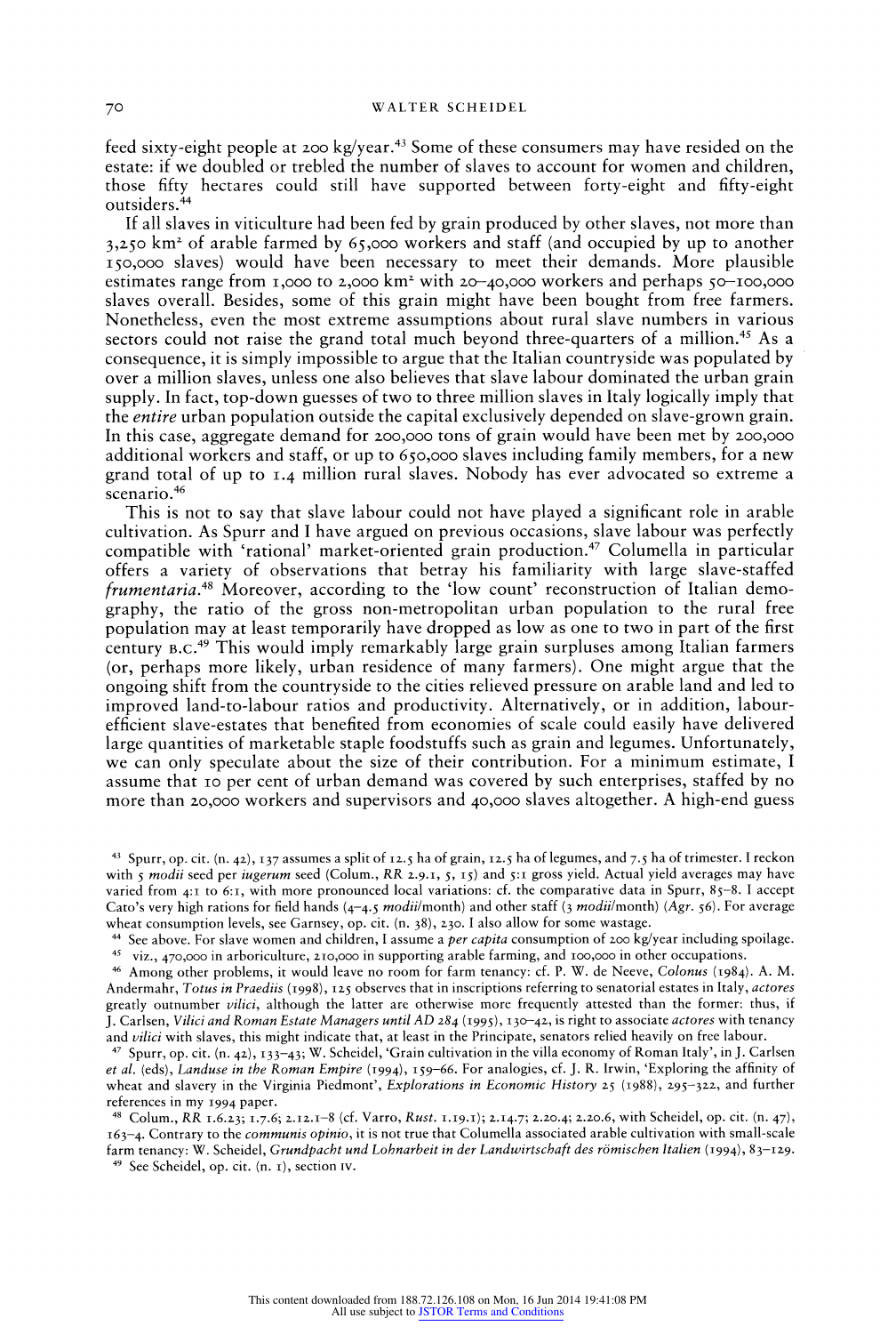feed sixty-eight people at 200 kg/year.[43] Some of these consumers may have resided on the estate: if we doubled or trebled the number of slaves to account for women and children, those fifty hectares could still have supported between forty-eight and fifty-eight outsiders.[44]

If all slaves in viticulture had been fed by grain produced by other slaves, not more than 3,250 km$^2$ of arable farmed by 65,000 workers and staff (and occupied by up to another 150,000 slaves) would have been necessary to meet their demands. More plausible estimates range from 1,000 to 2,000 km$^2$ with 20–40,000 workers and perhaps 50–100,000 slaves overall. Besides, some of this grain might have been bought from free farmers. Nonetheless, even the most extreme assumptions about rural slave numbers in various sectors could not raise the grand total much beyond three-quarters of a million.[45] As a consequence, it is simply impossible to argue that the Italian countryside was populated by over a million slaves, unless one also believes that slave labour dominated the urban grain supply. In fact, top-down guesses of two to three million slaves in Italy logically imply that the *entire* urban population outside the capital exclusively depended on slave-grown grain. In this case, aggregate demand for 200,000 tons of grain would have been met by 200,000 additional workers and staff, or up to 650,000 slaves including family members, for a new grand total of up to 1.4 million rural slaves. Nobody has ever advocated so extreme a scenario.[46]

This is not to say that slave labour could not have played a significant role in arable cultivation. As Spurr and I have argued on previous occasions, slave labour was perfectly compatible with 'rational' market-oriented grain production.[47] Columella in particular offers a variety of observations that betray his familiarity with large slave-staffed *frumentaria*.[48] Moreover, according to the 'low count' reconstruction of Italian demography, the ratio of the gross non-metropolitan urban population to the rural free population may at least temporarily have dropped as low as one to two in part of the first century B.C.[49] This would imply remarkably large grain surpluses among Italian farmers (or, perhaps more likely, urban residence of many farmers). One might argue that the ongoing shift from the countryside to the cities relieved pressure on arable land and led to improved land-to-labour ratios and productivity. Alternatively, or in addition, labour-efficient slave-estates that benefited from economies of scale could easily have delivered large quantities of marketable staple foodstuffs such as grain and legumes. Unfortunately, we can only speculate about the size of their contribution. For a minimum estimate, I assume that 10 per cent of urban demand was covered by such enterprises, staffed by no more than 20,000 workers and supervisors and 40,000 slaves altogether. A high-end guess

---

[43] Spurr, op. cit. (n. 42), 137 assumes a split of 12.5 ha of grain, 12.5 ha of legumes, and 7.5 ha of trimester. I reckon with 5 *modii* seed per *iugerum* seed (Colum., *RR* 2.9.1, 5, 15) and 5:1 gross yield. Actual yield averages may have varied from 4:1 to 6:1, with more pronounced local variations: cf. the comparative data in Spurr, 85–8. I accept Cato's very high rations for field hands (4–4.5 *modii*/month) and other staff (3 *modii*/month) (*Agr.* 56). For average wheat consumption levels, see Garnsey, op. cit. (n. 38), 230. I also allow for some wastage.

[44] See above. For slave women and children, I assume a *per capita* consumption of 200 kg/year including spoilage.

[45] viz., 470,000 in arboriculture, 210,000 in supporting arable farming, and 100,000 in other occupations.

[46] Among other problems, it would leave no room for farm tenancy: cf. P. W. de Neeve, *Colonus* (1984). A. M. Andermahr, *Totus in Praediis* (1998), 125 observes that in inscriptions referring to senatorial estates in Italy, *actores* greatly outnumber *vilici*, although the latter are otherwise more frequently attested than the former: thus, if J. Carlsen, *Vilici and Roman Estate Managers until AD 284* (1995), 130–42, is right to associate *actores* with tenancy and *vilici* with slaves, this might indicate that, at least in the Principate, senators relied heavily on free labour.

[47] Spurr, op. cit. (n. 42), 133–43; W. Scheidel, 'Grain cultivation in the villa economy of Roman Italy', in J. Carlsen *et al.* (eds), *Landuse in the Roman Empire* (1994), 159–66. For analogies, cf. J. R. Irwin, 'Exploring the affinity of wheat and slavery in the Virginia Piedmont', *Explorations in Economic History* 25 (1988), 295–322, and further references in my 1994 paper.

[48] Colum., *RR* 1.6.23; 1.7.6; 2.12.1–8 (cf. Varro, *Rust.* 1.19.1); 2.14.7; 2.20.4; 2.20.6, with Scheidel, op. cit. (n. 47), 163–4. Contrary to the *communis opinio*, it is not true that Columella associated arable cultivation with small-scale farm tenancy: W. Scheidel, *Grundpacht und Lohnarbeit in der Landwirtschaft des römischen Italien* (1994), 83–129.

[49] See Scheidel, op. cit. (n. 1), section IV.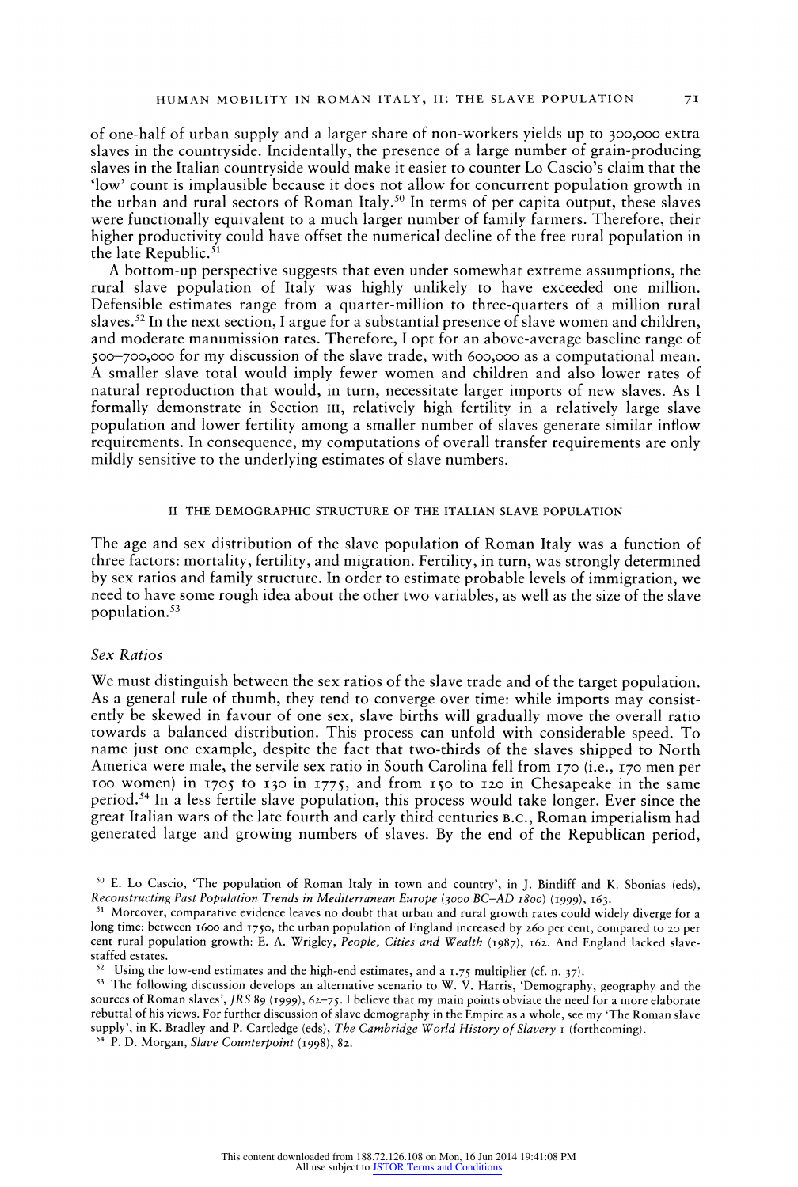of one-half of urban supply and a larger share of non-workers yields up to 300,000 extra slaves in the countryside. Incidentally, the presence of a large number of grain-producing slaves in the Italian countryside would make it easier to counter Lo Cascio's claim that the 'low' count is implausible because it does not allow for concurrent population growth in the urban and rural sectors of Roman Italy.[50] In terms of per capita output, these slaves were functionally equivalent to a much larger number of family farmers. Therefore, their higher productivity could have offset the numerical decline of the free rural population in the late Republic.[51]

A bottom-up perspective suggests that even under somewhat extreme assumptions, the rural slave population of Italy was highly unlikely to have exceeded one million. Defensible estimates range from a quarter-million to three-quarters of a million rural slaves.[52] In the next section, I argue for a substantial presence of slave women and children, and moderate manumission rates. Therefore, I opt for an above-average baseline range of 500–700,000 for my discussion of the slave trade, with 600,000 as a computational mean. A smaller slave total would imply fewer women and children and also lower rates of natural reproduction that would, in turn, necessitate larger imports of new slaves. As I formally demonstrate in Section III, relatively high fertility in a relatively large slave population and lower fertility among a smaller number of slaves generate similar inflow requirements. In consequence, my computations of overall transfer requirements are only mildly sensitive to the underlying estimates of slave numbers.

## II THE DEMOGRAPHIC STRUCTURE OF THE ITALIAN SLAVE POPULATION

The age and sex distribution of the slave population of Roman Italy was a function of three factors: mortality, fertility, and migration. Fertility, in turn, was strongly determined by sex ratios and family structure. In order to estimate probable levels of immigration, we need to have some rough idea about the other two variables, as well as the size of the slave population.[53]

### *Sex Ratios*

We must distinguish between the sex ratios of the slave trade and of the target population. As a general rule of thumb, they tend to converge over time: while imports may consistently be skewed in favour of one sex, slave births will gradually move the overall ratio towards a balanced distribution. This process can unfold with considerable speed. To name just one example, despite the fact that two-thirds of the slaves shipped to North America were male, the servile sex ratio in South Carolina fell from 170 (i.e., 170 men per 100 women) in 1705 to 130 in 1775, and from 150 to 120 in Chesapeake in the same period.[54] In a less fertile slave population, this process would take longer. Ever since the great Italian wars of the late fourth and early third centuries B.C., Roman imperialism had generated large and growing numbers of slaves. By the end of the Republican period,

[50] E. Lo Cascio, 'The population of Roman Italy in town and country', in J. Bintliff and K. Sbonias (eds), *Reconstructing Past Population Trends in Mediterranean Europe (3000 BC–AD 1800)* (1999), 163.

[51] Moreover, comparative evidence leaves no doubt that urban and rural growth rates could widely diverge for a long time: between 1600 and 1750, the urban population of England increased by 260 per cent, compared to 20 per cent rural population growth: E. A. Wrigley, *People, Cities and Wealth* (1987), 162. And England lacked slave-staffed estates.

[52] Using the low-end estimates and the high-end estimates, and a 1.75 multiplier (cf. n. 37).

[53] The following discussion develops an alternative scenario to W. V. Harris, 'Demography, geography and the sources of Roman slaves', *JRS* 89 (1999), 62–75. I believe that my main points obviate the need for a more elaborate rebuttal of his views. For further discussion of slave demography in the Empire as a whole, see my 'The Roman slave supply', in K. Bradley and P. Cartledge (eds), *The Cambridge World History of Slavery* I (forthcoming).

[54] P. D. Morgan, *Slave Counterpoint* (1998), 82.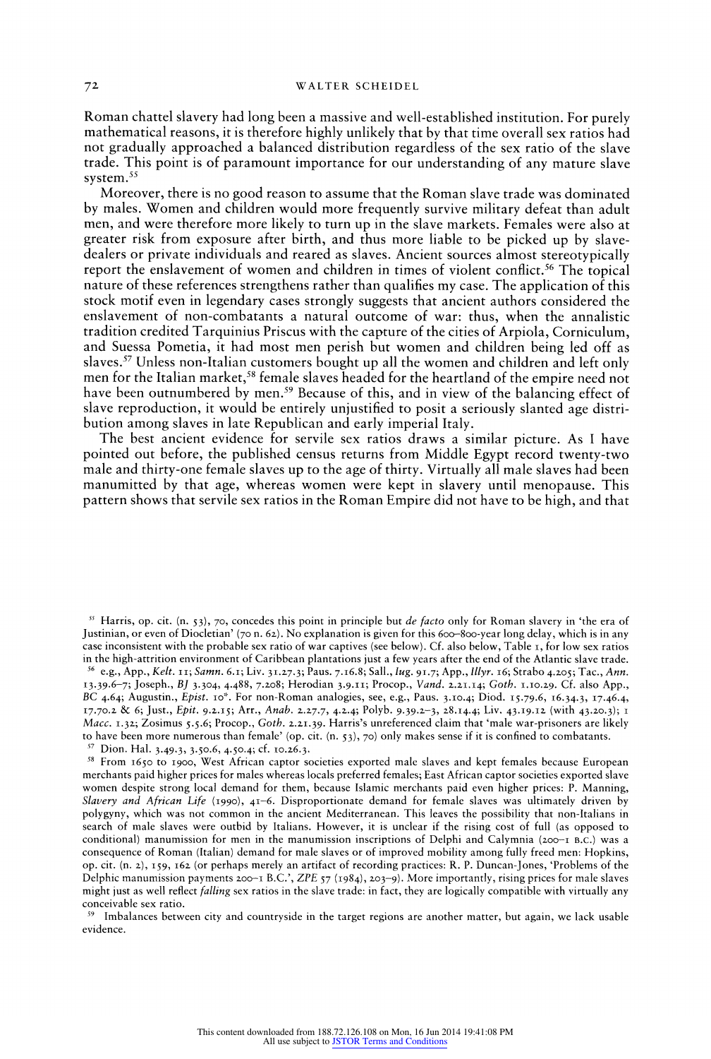Roman chattel slavery had long been a massive and well-established institution. For purely mathematical reasons, it is therefore highly unlikely that by that time overall sex ratios had not gradually approached a balanced distribution regardless of the sex ratio of the slave trade. This point is of paramount importance for our understanding of any mature slave system.[55]

Moreover, there is no good reason to assume that the Roman slave trade was dominated by males. Women and children would more frequently survive military defeat than adult men, and were therefore more likely to turn up in the slave markets. Females were also at greater risk from exposure after birth, and thus more liable to be picked up by slave-dealers or private individuals and reared as slaves. Ancient sources almost stereotypically report the enslavement of women and children in times of violent conflict.[56] The topical nature of these references strengthens rather than qualifies my case. The application of this stock motif even in legendary cases strongly suggests that ancient authors considered the enslavement of non-combatants a natural outcome of war: thus, when the annalistic tradition credited Tarquinius Priscus with the capture of the cities of Arpiola, Corniculum, and Suessa Pometia, it had most men perish but women and children being led off as slaves.[57] Unless non-Italian customers bought up all the women and children and left only men for the Italian market,[58] female slaves headed for the heartland of the empire need not have been outnumbered by men.[59] Because of this, and in view of the balancing effect of slave reproduction, it would be entirely unjustified to posit a seriously slanted age distribution among slaves in late Republican and early imperial Italy.

The best ancient evidence for servile sex ratios draws a similar picture. As I have pointed out before, the published census returns from Middle Egypt record twenty-two male and thirty-one female slaves up to the age of thirty. Virtually all male slaves had been manumitted by that age, whereas women were kept in slavery until menopause. This pattern shows that servile sex ratios in the Roman Empire did not have to be high, and that

---

[55] Harris, op. cit. (n. 53), 70, concedes this point in principle but *de facto* only for Roman slavery in 'the era of Justinian, or even of Diocletian' (70 n. 62). No explanation is given for this 600–800-year long delay, which is in any case inconsistent with the probable sex ratio of war captives (see below). Cf. also below, Table 1, for low sex ratios in the high-attrition environment of Caribbean plantations just a few years after the end of the Atlantic slave trade.

[56] e.g., App., *Kelt.* 11; *Samn.* 6.1; Liv. 31.27.3; Paus. 7.16.8; Sall., *Iug.* 91.7; App., *Illyr.* 16; Strabo 4.205; Tac., *Ann.* 13.39.6–7; Joseph., *BJ* 3.304, 4.488, 7.208; Herodian 3.9.11; Procop., *Vand.* 2.21.14; *Goth.* 1.10.29. Cf. also App., *BC* 4.64; Augustin., *Epist.* 10*. For non-Roman analogies, see, e.g., Paus. 3.10.4; Diod. 15.79.6, 16.34.3, 17.46.4, 17.70.2 & 6; Just., *Epit.* 9.2.15; Arr., *Anab.* 2.27.7, 4.2.4; Polyb. 9.39.2–3, 28.14.4; Liv. 43.19.12 (with 43.20.3); 1 *Macc.* 1.32; Zosimus 5.5.6; Procop., *Goth.* 2.21.39. Harris's unreferenced claim that 'male war-prisoners are likely to have been more numerous than female' (op. cit. (n. 53), 70) only makes sense if it is confined to combatants.

[57] Dion. Hal. 3.49.3, 3.50.6, 4.50.4; cf. 10.26.3.

[58] From 1650 to 1900, West African captor societies exported male slaves and kept females because European merchants paid higher prices for males whereas locals preferred females; East African captor societies exported slave women despite strong local demand for them, because Islamic merchants paid even higher prices: P. Manning, *Slavery and African Life* (1990), 41–6. Disproportionate demand for female slaves was ultimately driven by polygyny, which was not common in the ancient Mediterranean. This leaves the possibility that non-Italians in search of male slaves were outbid by Italians. However, it is unclear if the rising cost of full (as opposed to conditional) manumission for men in the manumission inscriptions of Delphi and Calymnia (200–1 B.C.) was a consequence of Roman (Italian) demand for male slaves or of improved mobility among fully freed men: Hopkins, op. cit. (n. 2), 159, 162 (or perhaps merely an artifact of recording practices: R. P. Duncan-Jones, 'Problems of the Delphic manumission payments 200–1 B.C.', *ZPE* 57 (1984), 203–9). More importantly, rising prices for male slaves might just as well reflect *falling* sex ratios in the slave trade: in fact, they are logically compatible with virtually any conceivable sex ratio.

[59] Imbalances between city and countryside in the target regions are another matter, but again, we lack usable evidence.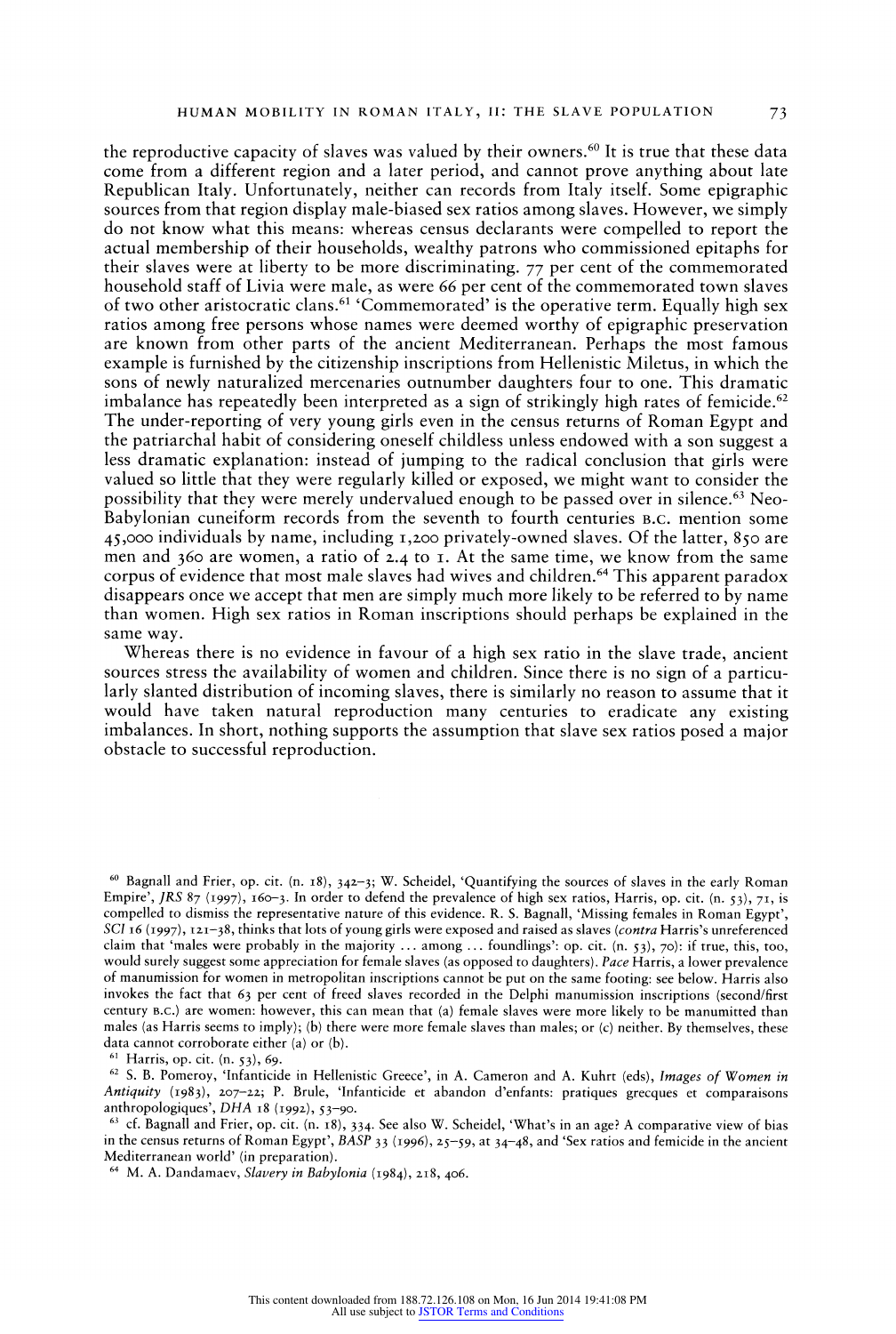the reproductive capacity of slaves was valued by their owners.[60] It is true that these data come from a different region and a later period, and cannot prove anything about late Republican Italy. Unfortunately, neither can records from Italy itself. Some epigraphic sources from that region display male-biased sex ratios among slaves. However, we simply do not know what this means: whereas census declarants were compelled to report the actual membership of their households, wealthy patrons who commissioned epitaphs for their slaves were at liberty to be more discriminating. 77 per cent of the commemorated household staff of Livia were male, as were 66 per cent of the commemorated town slaves of two other aristocratic clans.[61] 'Commemorated' is the operative term. Equally high sex ratios among free persons whose names were deemed worthy of epigraphic preservation are known from other parts of the ancient Mediterranean. Perhaps the most famous example is furnished by the citizenship inscriptions from Hellenistic Miletus, in which the sons of newly naturalized mercenaries outnumber daughters four to one. This dramatic imbalance has repeatedly been interpreted as a sign of strikingly high rates of femicide.[62] The under-reporting of very young girls even in the census returns of Roman Egypt and the patriarchal habit of considering oneself childless unless endowed with a son suggest a less dramatic explanation: instead of jumping to the radical conclusion that girls were valued so little that they were regularly killed or exposed, we might want to consider the possibility that they were merely undervalued enough to be passed over in silence.[63] Neo-Babylonian cuneiform records from the seventh to fourth centuries B.C. mention some 45,000 individuals by name, including 1,200 privately-owned slaves. Of the latter, 850 are men and 360 are women, a ratio of 2.4 to 1. At the same time, we know from the same corpus of evidence that most male slaves had wives and children.[64] This apparent paradox disappears once we accept that men are simply much more likely to be referred to by name than women. High sex ratios in Roman inscriptions should perhaps be explained in the same way.

Whereas there is no evidence in favour of a high sex ratio in the slave trade, ancient sources stress the availability of women and children. Since there is no sign of a particularly slanted distribution of incoming slaves, there is similarly no reason to assume that it would have taken natural reproduction many centuries to eradicate any existing imbalances. In short, nothing supports the assumption that slave sex ratios posed a major obstacle to successful reproduction.

---

[60] Bagnall and Frier, op. cit. (n. 18), 342–3; W. Scheidel, 'Quantifying the sources of slaves in the early Roman Empire', *JRS* 87 (1997), 160–3. In order to defend the prevalence of high sex ratios, Harris, op. cit. (n. 53), 71, is compelled to dismiss the representative nature of this evidence. R. S. Bagnall, 'Missing females in Roman Egypt', *SCI* 16 (1997), 121–38, thinks that lots of young girls were exposed and raised as slaves (*contra* Harris's unreferenced claim that 'males were probably in the majority ... among ... foundlings': op. cit. (n. 53), 70): if true, this, too, would surely suggest some appreciation for female slaves (as opposed to daughters). *Pace* Harris, a lower prevalence of manumission for women in metropolitan inscriptions cannot be put on the same footing: see below. Harris also invokes the fact that 63 per cent of freed slaves recorded in the Delphi manumission inscriptions (second/first century B.C.) are women: however, this can mean that (a) female slaves were more likely to be manumitted than males (as Harris seems to imply); (b) there were more female slaves than males; or (c) neither. By themselves, these data cannot corroborate either (a) or (b).

[61] Harris, op. cit. (n. 53), 69.

[62] S. B. Pomeroy, 'Infanticide in Hellenistic Greece', in A. Cameron and A. Kuhrt (eds), *Images of Women in Antiquity* (1983), 207–22; P. Brule, 'Infanticide et abandon d'enfants: pratiques grecques et comparaisons anthropologiques', *DHA* 18 (1992), 53–90.

[63] cf. Bagnall and Frier, op. cit. (n. 18), 334. See also W. Scheidel, 'What's in an age? A comparative view of bias in the census returns of Roman Egypt', *BASP* 33 (1996), 25–59, at 34–48, and 'Sex ratios and femicide in the ancient Mediterranean world' (in preparation).

[64] M. A. Dandamaev, *Slavery in Babylonia* (1984), 218, 406.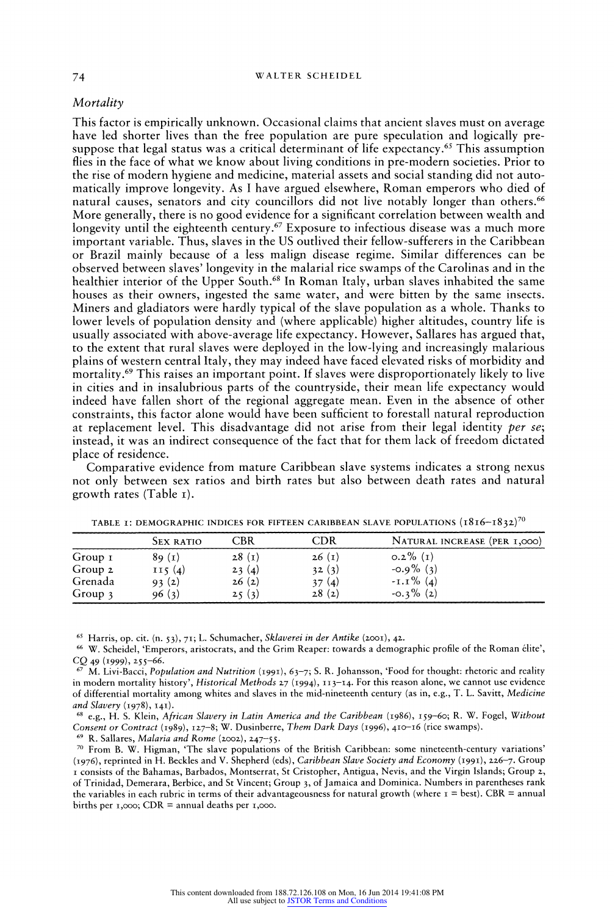## *Mortality*

This factor is empirically unknown. Occasional claims that ancient slaves must on average have led shorter lives than the free population are pure speculation and logically presuppose that legal status was a critical determinant of life expectancy.[65] This assumption flies in the face of what we know about living conditions in pre-modern societies. Prior to the rise of modern hygiene and medicine, material assets and social standing did not automatically improve longevity. As I have argued elsewhere, Roman emperors who died of natural causes, senators and city councillors did not live notably longer than others.[66] More generally, there is no good evidence for a significant correlation between wealth and longevity until the eighteenth century.[67] Exposure to infectious disease was a much more important variable. Thus, slaves in the US outlived their fellow-sufferers in the Caribbean or Brazil mainly because of a less malign disease regime. Similar differences can be observed between slaves' longevity in the malarial rice swamps of the Carolinas and in the healthier interior of the Upper South.[68] In Roman Italy, urban slaves inhabited the same houses as their owners, ingested the same water, and were bitten by the same insects. Miners and gladiators were hardly typical of the slave population as a whole. Thanks to lower levels of population density and (where applicable) higher altitudes, country life is usually associated with above-average life expectancy. However, Sallares has argued that, to the extent that rural slaves were deployed in the low-lying and increasingly malarious plains of western central Italy, they may indeed have faced elevated risks of morbidity and mortality.[69] This raises an important point. If slaves were disproportionately likely to live in cities and in insalubrious parts of the countryside, their mean life expectancy would indeed have fallen short of the regional aggregate mean. Even in the absence of other constraints, this factor alone would have been sufficient to forestall natural reproduction at replacement level. This disadvantage did not arise from their legal identity *per se*; instead, it was an indirect consequence of the fact that for them lack of freedom dictated place of residence.

Comparative evidence from mature Caribbean slave systems indicates a strong nexus not only between sex ratios and birth rates but also between death rates and natural growth rates (Table 1).

TABLE 1: DEMOGRAPHIC INDICES FOR FIFTEEN CARIBBEAN SLAVE POPULATIONS (1816–1832)[70]

| | Sex ratio | CBR | CDR | Natural increase (per 1,000) |
|---|---|---|---|---|
| Group 1 | 89 (1) | 28 (1) | 26 (1) | 0.2% (1) |
| Group 2 | 115 (4) | 23 (4) | 32 (3) | -0.9% (3) |
| Grenada | 93 (2) | 26 (2) | 37 (4) | -1.1% (4) |
| Group 3 | 96 (3) | 25 (3) | 28 (2) | -0.3% (2) |

[65] Harris, op. cit. (n. 53), 71; L. Schumacher, *Sklaverei in der Antike* (2001), 42.

[66] W. Scheidel, 'Emperors, aristocrats, and the Grim Reaper: towards a demographic profile of the Roman élite', *CQ* 49 (1999), 255–66.

[67] M. Livi-Bacci, *Population and Nutrition* (1991), 63–7; S. R. Johansson, 'Food for thought: rhetoric and reality in modern mortality history', *Historical Methods* 27 (1994), 113–14. For this reason alone, we cannot use evidence of differential mortality among whites and slaves in the mid-nineteenth century (as in, e.g., T. L. Savitt, *Medicine and Slavery* (1978), 141).

[68] e.g., H. S. Klein, *African Slavery in Latin America and the Caribbean* (1986), 159–60; R. W. Fogel, *Without Consent or Contract* (1989), 127–8; W. Dusinberre, *Them Dark Days* (1996), 410–16 (rice swamps).

[69] R. Sallares, *Malaria and Rome* (2002), 247–55.

[70] From B. W. Higman, 'The slave populations of the British Caribbean: some nineteenth-century variations' (1976), reprinted in H. Beckles and V. Shepherd (eds), *Caribbean Slave Society and Economy* (1991), 226–7. Group 1 consists of the Bahamas, Barbados, Montserrat, St Cristopher, Antigua, Nevis, and the Virgin Islands; Group 2, of Trinidad, Demerara, Berbice, and St Vincent; Group 3, of Jamaica and Dominica. Numbers in parentheses rank the variables in each rubric in terms of their advantageousness for natural growth (where 1 = best). CBR = annual births per 1,000; CDR = annual deaths per 1,000.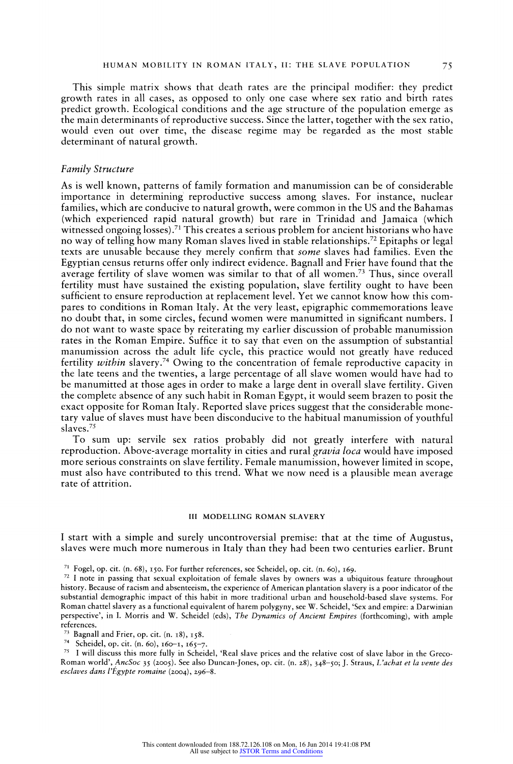This simple matrix shows that death rates are the principal modifier: they predict growth rates in all cases, as opposed to only one case where sex ratio and birth rates predict growth. Ecological conditions and the age structure of the population emerge as the main determinants of reproductive success. Since the latter, together with the sex ratio, would even out over time, the disease regime may be regarded as the most stable determinant of natural growth.

### *Family Structure*

As is well known, patterns of family formation and manumission can be of considerable importance in determining reproductive success among slaves. For instance, nuclear families, which are conducive to natural growth, were common in the US and the Bahamas (which experienced rapid natural growth) but rare in Trinidad and Jamaica (which witnessed ongoing losses).[71] This creates a serious problem for ancient historians who have no way of telling how many Roman slaves lived in stable relationships.[72] Epitaphs or legal texts are unusable because they merely confirm that *some* slaves had families. Even the Egyptian census returns offer only indirect evidence. Bagnall and Frier have found that the average fertility of slave women was similar to that of all women.[73] Thus, since overall fertility must have sustained the existing population, slave fertility ought to have been sufficient to ensure reproduction at replacement level. Yet we cannot know how this compares to conditions in Roman Italy. At the very least, epigraphic commemorations leave no doubt that, in some circles, fecund women were manumitted in significant numbers. I do not want to waste space by reiterating my earlier discussion of probable manumission rates in the Roman Empire. Suffice it to say that even on the assumption of substantial manumission across the adult life cycle, this practice would not greatly have reduced fertility *within* slavery.[74] Owing to the concentration of female reproductive capacity in the late teens and the twenties, a large percentage of all slave women would have had to be manumitted at those ages in order to make a large dent in overall slave fertility. Given the complete absence of any such habit in Roman Egypt, it would seem brazen to posit the exact opposite for Roman Italy. Reported slave prices suggest that the considerable monetary value of slaves must have been disconducive to the habitual manumission of youthful slaves.[75]

To sum up: servile sex ratios probably did not greatly interfere with natural reproduction. Above-average mortality in cities and rural *gravia loca* would have imposed more serious constraints on slave fertility. Female manumission, however limited in scope, must also have contributed to this trend. What we now need is a plausible mean average rate of attrition.

## III MODELLING ROMAN SLAVERY

I start with a simple and surely uncontroversial premise: that at the time of Augustus, slaves were much more numerous in Italy than they had been two centuries earlier. Brunt

---

[71] Fogel, op. cit. (n. 68), 150. For further references, see Scheidel, op. cit. (n. 60), 169.

[72] I note in passing that sexual exploitation of female slaves by owners was a ubiquitous feature throughout history. Because of racism and absenteeism, the experience of American plantation slavery is a poor indicator of the substantial demographic impact of this habit in more traditional urban and household-based slave systems. For Roman chattel slavery as a functional equivalent of harem polygyny, see W. Scheidel, 'Sex and empire: a Darwinian perspective', in I. Morris and W. Scheidel (eds), *The Dynamics of Ancient Empires* (forthcoming), with ample references.

[73] Bagnall and Frier, op. cit. (n. 18), 158.

[74] Scheidel, op. cit. (n. 60), 160–1, 165–7.

[75] I will discuss this more fully in Scheidel, 'Real slave prices and the relative cost of slave labor in the Greco-Roman world', *AncSoc* 35 (2005). See also Duncan-Jones, op. cit. (n. 28), 348–50; J. Straus, *L'achat et la vente des esclaves dans l'Égypte romaine* (2004), 296–8.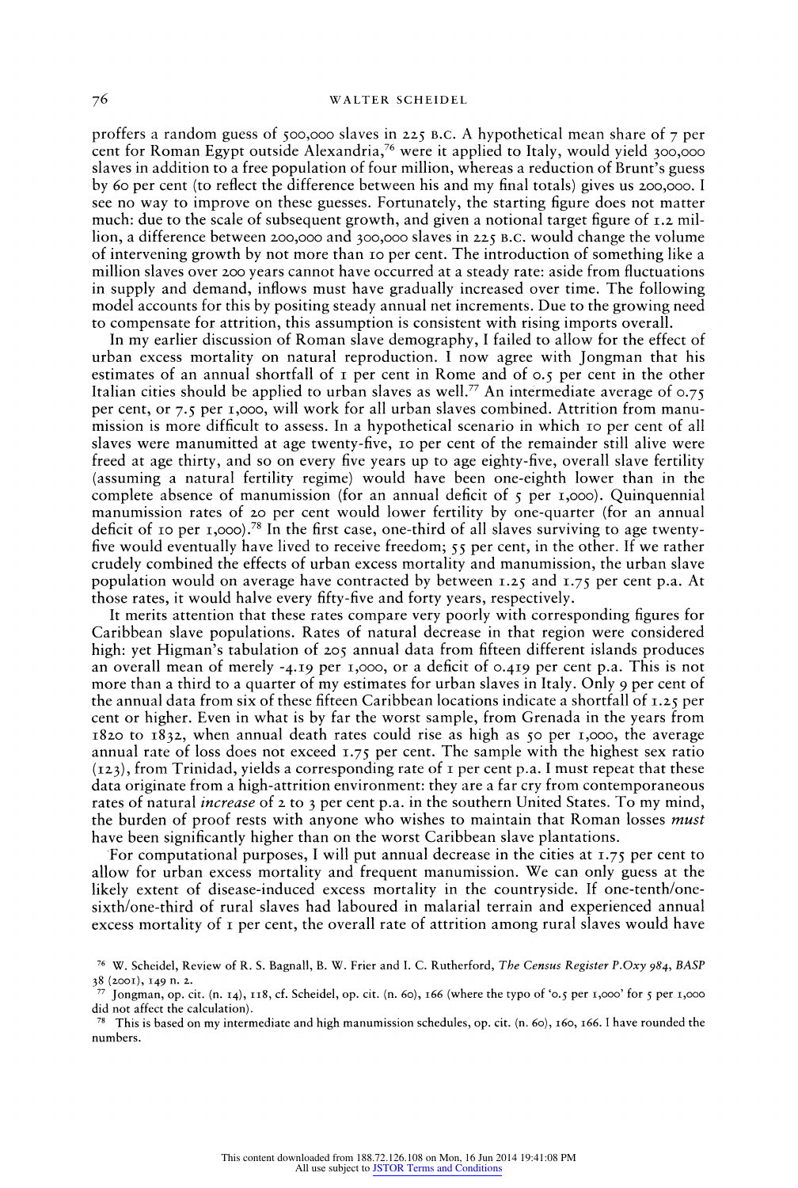proffers a random guess of 500,000 slaves in 225 B.C. A hypothetical mean share of 7 per cent for Roman Egypt outside Alexandria,[76] were it applied to Italy, would yield 300,000 slaves in addition to a free population of four million, whereas a reduction of Brunt's guess by 60 per cent (to reflect the difference between his and my final totals) gives us 200,000. I see no way to improve on these guesses. Fortunately, the starting figure does not matter much: due to the scale of subsequent growth, and given a notional target figure of 1.2 million, a difference between 200,000 and 300,000 slaves in 225 B.C. would change the volume of intervening growth by not more than 10 per cent. The introduction of something like a million slaves over 200 years cannot have occurred at a steady rate: aside from fluctuations in supply and demand, inflows must have gradually increased over time. The following model accounts for this by positing steady annual net increments. Due to the growing need to compensate for attrition, this assumption is consistent with rising imports overall.

In my earlier discussion of Roman slave demography, I failed to allow for the effect of urban excess mortality on natural reproduction. I now agree with Jongman that his estimates of an annual shortfall of 1 per cent in Rome and of 0.5 per cent in the other Italian cities should be applied to urban slaves as well.[77] An intermediate average of 0.75 per cent, or 7.5 per 1,000, will work for all urban slaves combined. Attrition from manumission is more difficult to assess. In a hypothetical scenario in which 10 per cent of all slaves were manumitted at age twenty-five, 10 per cent of the remainder still alive were freed at age thirty, and so on every five years up to age eighty-five, overall slave fertility (assuming a natural fertility regime) would have been one-eighth lower than in the complete absence of manumission (for an annual deficit of 5 per 1,000). Quinquennial manumission rates of 20 per cent would lower fertility by one-quarter (for an annual deficit of 10 per 1,000).[78] In the first case, one-third of all slaves surviving to age twenty-five would eventually have lived to receive freedom; 55 per cent, in the other. If we rather crudely combined the effects of urban excess mortality and manumission, the urban slave population would on average have contracted by between 1.25 and 1.75 per cent p.a. At those rates, it would halve every fifty-five and forty years, respectively.

It merits attention that these rates compare very poorly with corresponding figures for Caribbean slave populations. Rates of natural decrease in that region were considered high: yet Higman's tabulation of 205 annual data from fifteen different islands produces an overall mean of merely -4.19 per 1,000, or a deficit of 0.419 per cent p.a. This is not more than a third to a quarter of my estimates for urban slaves in Italy. Only 9 per cent of the annual data from six of these fifteen Caribbean locations indicate a shortfall of 1.25 per cent or higher. Even in what is by far the worst sample, from Grenada in the years from 1820 to 1832, when annual death rates could rise as high as 50 per 1,000, the average annual rate of loss does not exceed 1.75 per cent. The sample with the highest sex ratio (123), from Trinidad, yields a corresponding rate of 1 per cent p.a. I must repeat that these data originate from a high-attrition environment: they are a far cry from contemporaneous rates of natural *increase* of 2 to 3 per cent p.a. in the southern United States. To my mind, the burden of proof rests with anyone who wishes to maintain that Roman losses *must* have been significantly higher than on the worst Caribbean slave plantations.

For computational purposes, I will put annual decrease in the cities at 1.75 per cent to allow for urban excess mortality and frequent manumission. We can only guess at the likely extent of disease-induced excess mortality in the countryside. If one-tenth/one-sixth/one-third of rural slaves had laboured in malarial terrain and experienced annual excess mortality of 1 per cent, the overall rate of attrition among rural slaves would have

---

[76] W. Scheidel, Review of R. S. Bagnall, B. W. Frier and I. C. Rutherford, *The Census Register P.Oxy 984*, *BASP* 38 (2001), 149 n. 2.

[77] Jongman, op. cit. (n. 14), 118, cf. Scheidel, op. cit. (n. 60), 166 (where the typo of '0.5 per 1,000' for 5 per 1,000 did not affect the calculation).

[78] This is based on my intermediate and high manumission schedules, op. cit. (n. 60), 160, 166. I have rounded the numbers.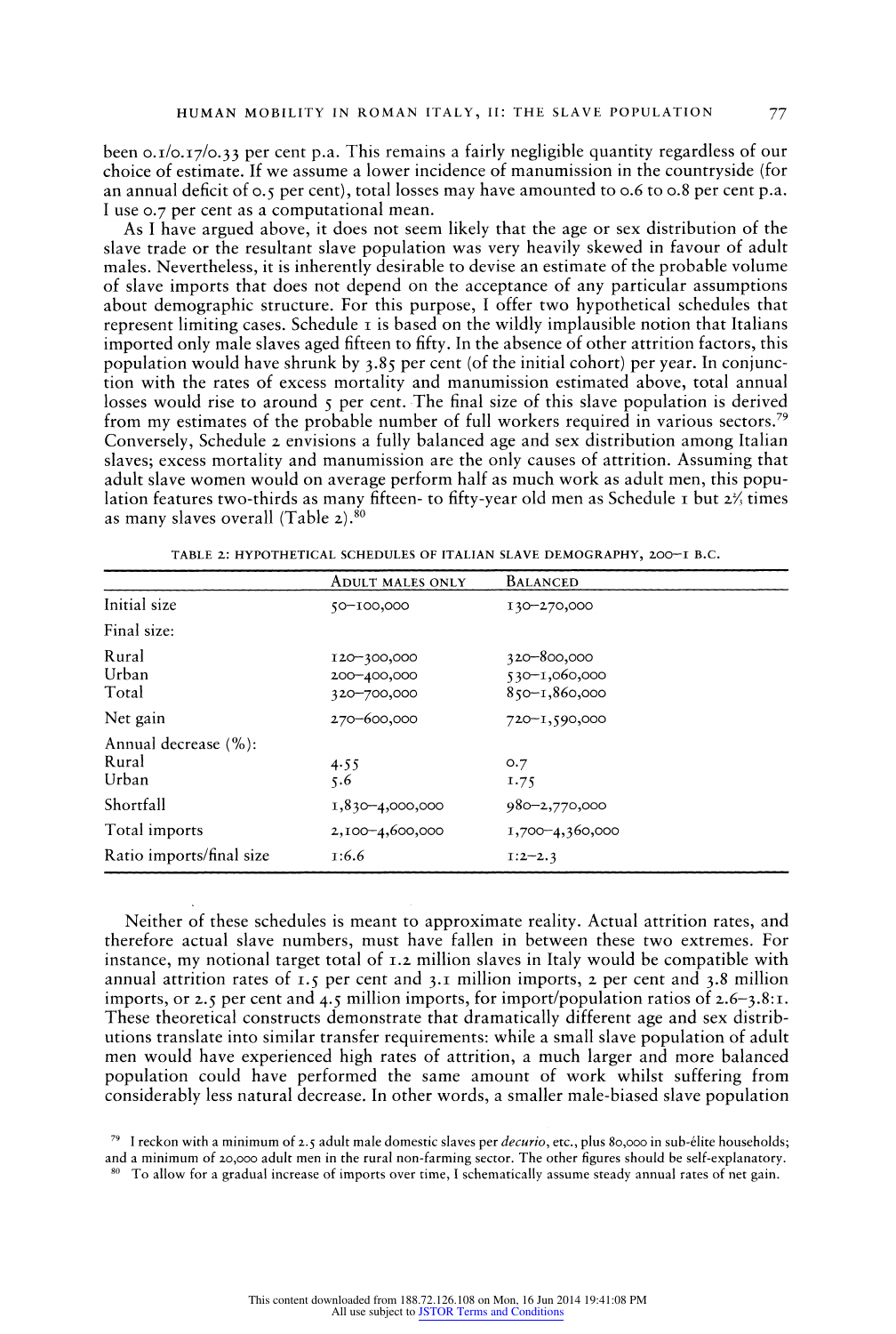been 0.1/0.17/0.33 per cent p.a. This remains a fairly negligible quantity regardless of our choice of estimate. If we assume a lower incidence of manumission in the countryside (for an annual deficit of 0.5 per cent), total losses may have amounted to 0.6 to 0.8 per cent p.a. I use 0.7 per cent as a computational mean.

As I have argued above, it does not seem likely that the age or sex distribution of the slave trade or the resultant slave population was very heavily skewed in favour of adult males. Nevertheless, it is inherently desirable to devise an estimate of the probable volume of slave imports that does not depend on the acceptance of any particular assumptions about demographic structure. For this purpose, I offer two hypothetical schedules that represent limiting cases. Schedule 1 is based on the wildly implausible notion that Italians imported only male slaves aged fifteen to fifty. In the absence of other attrition factors, this population would have shrunk by 3.85 per cent (of the initial cohort) per year. In conjunction with the rates of excess mortality and manumission estimated above, total annual losses would rise to around 5 per cent. The final size of this slave population is derived from my estimates of the probable number of full workers required in various sectors.[79] Conversely, Schedule 2 envisions a fully balanced age and sex distribution among Italian slaves; excess mortality and manumission are the only causes of attrition. Assuming that adult slave women would on average perform half as much work as adult men, this population features two-thirds as many fifteen- to fifty-year old men as Schedule 1 but 2⅔ times as many slaves overall (Table 2).[80]

TABLE 2: HYPOTHETICAL SCHEDULES OF ITALIAN SLAVE DEMOGRAPHY, 200–1 B.C.

| | ADULT MALES ONLY | BALANCED |
|---|---|---|
| Initial size | 50–100,000 | 130–270,000 |
| Final size: | | |
| Rural | 120–300,000 | 320–800,000 |
| Urban | 200–400,000 | 530–1,060,000 |
| Total | 320–700,000 | 850–1,860,000 |
| Net gain | 270–600,000 | 720–1,590,000 |
| Annual decrease (%): | | |
| Rural | 4.55 | 0.7 |
| Urban | 5.6 | 1.75 |
| Shortfall | 1,830–4,000,000 | 980–2,770,000 |
| Total imports | 2,100–4,600,000 | 1,700–4,360,000 |
| Ratio imports/final size | 1:6.6 | 1:2–2.3 |

Neither of these schedules is meant to approximate reality. Actual attrition rates, and therefore actual slave numbers, must have fallen in between these two extremes. For instance, my notional target total of 1.2 million slaves in Italy would be compatible with annual attrition rates of 1.5 per cent and 3.1 million imports, 2 per cent and 3.8 million imports, or 2.5 per cent and 4.5 million imports, for import/population ratios of 2.6–3.8:1. These theoretical constructs demonstrate that dramatically different age and sex distributions translate into similar transfer requirements: while a small slave population of adult men would have experienced high rates of attrition, a much larger and more balanced population could have performed the same amount of work whilst suffering from considerably less natural decrease. In other words, a smaller male-biased slave population

[79] I reckon with a minimum of 2.5 adult male domestic slaves per *decurio*, etc., plus 80,000 in sub-élite households; and a minimum of 20,000 adult men in the rural non-farming sector. The other figures should be self-explanatory.

[80] To allow for a gradual increase of imports over time, I schematically assume steady annual rates of net gain.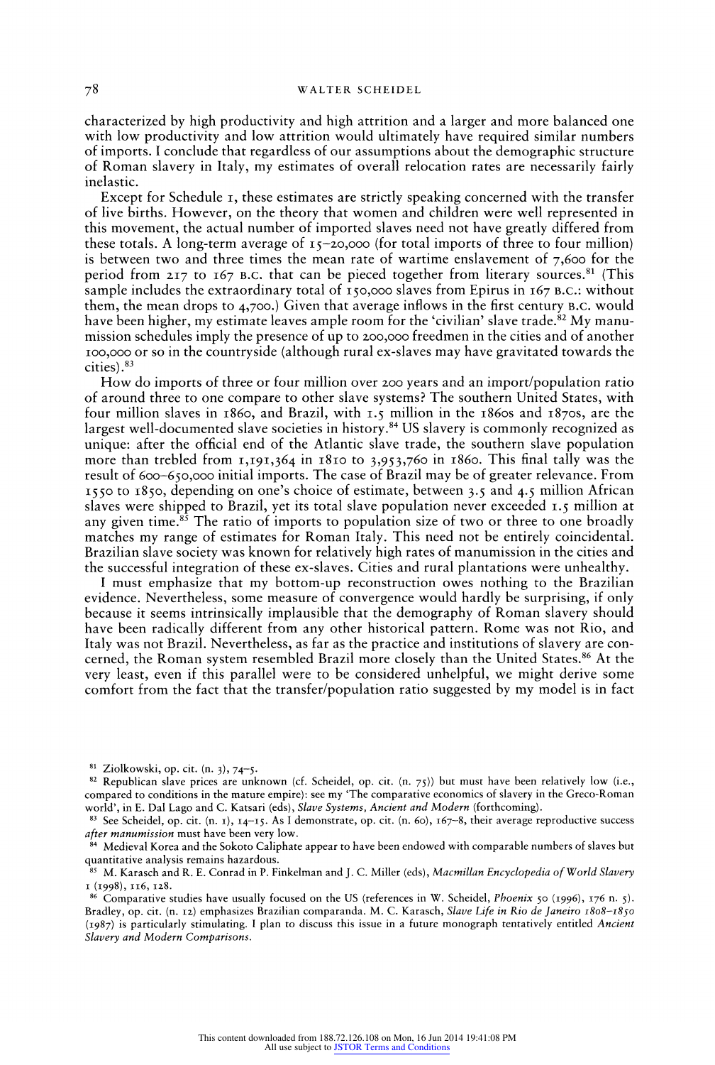characterized by high productivity and high attrition and a larger and more balanced one with low productivity and low attrition would ultimately have required similar numbers of imports. I conclude that regardless of our assumptions about the demographic structure of Roman slavery in Italy, my estimates of overall relocation rates are necessarily fairly inelastic.

Except for Schedule 1, these estimates are strictly speaking concerned with the transfer of live births. However, on the theory that women and children were well represented in this movement, the actual number of imported slaves need not have greatly differed from these totals. A long-term average of 15–20,000 (for total imports of three to four million) is between two and three times the mean rate of wartime enslavement of 7,600 for the period from 217 to 167 B.C. that can be pieced together from literary sources.[81] (This sample includes the extraordinary total of 150,000 slaves from Epirus in 167 B.C.: without them, the mean drops to 4,700.) Given that average inflows in the first century B.C. would have been higher, my estimate leaves ample room for the 'civilian' slave trade.[82] My manumission schedules imply the presence of up to 200,000 freedmen in the cities and of another 100,000 or so in the countryside (although rural ex-slaves may have gravitated towards the cities).[83]

How do imports of three or four million over 200 years and an import/population ratio of around three to one compare to other slave systems? The southern United States, with four million slaves in 1860, and Brazil, with 1.5 million in the 1860s and 1870s, are the largest well-documented slave societies in history.[84] US slavery is commonly recognized as unique: after the official end of the Atlantic slave trade, the southern slave population more than trebled from 1,191,364 in 1810 to 3,953,760 in 1860. This final tally was the result of 600–650,000 initial imports. The case of Brazil may be of greater relevance. From 1550 to 1850, depending on one's choice of estimate, between 3.5 and 4.5 million African slaves were shipped to Brazil, yet its total slave population never exceeded 1.5 million at any given time.[85] The ratio of imports to population size of two or three to one broadly matches my range of estimates for Roman Italy. This need not be entirely coincidental. Brazilian slave society was known for relatively high rates of manumission in the cities and the successful integration of these ex-slaves. Cities and rural plantations were unhealthy.

I must emphasize that my bottom-up reconstruction owes nothing to the Brazilian evidence. Nevertheless, some measure of convergence would hardly be surprising, if only because it seems intrinsically implausible that the demography of Roman slavery should have been radically different from any other historical pattern. Rome was not Rio, and Italy was not Brazil. Nevertheless, as far as the practice and institutions of slavery are concerned, the Roman system resembled Brazil more closely than the United States.[86] At the very least, even if this parallel were to be considered unhelpful, we might derive some comfort from the fact that the transfer/population ratio suggested by my model is in fact

---

[81] Ziolkowski, op. cit. (n. 3), 74–5.

[82] Republican slave prices are unknown (cf. Scheidel, op. cit. (n. 75)) but must have been relatively low (i.e., compared to conditions in the mature empire): see my 'The comparative economics of slavery in the Greco-Roman world', in E. Dal Lago and C. Katsari (eds), *Slave Systems, Ancient and Modern* (forthcoming).

[83] See Scheidel, op. cit. (n. 1), 14–15. As I demonstrate, op. cit. (n. 60), 167–8, their average reproductive success *after manumission* must have been very low.

[84] Medieval Korea and the Sokoto Caliphate appear to have been endowed with comparable numbers of slaves but quantitative analysis remains hazardous.

[85] M. Karasch and R. E. Conrad in P. Finkelman and J. C. Miller (eds), *Macmillan Encyclopedia of World Slavery* I (1998), 116, 128.

[86] Comparative studies have usually focused on the US (references in W. Scheidel, *Phoenix* 50 (1996), 176 n. 5). Bradley, op. cit. (n. 12) emphasizes Brazilian comparanda. M. C. Karasch, *Slave Life in Rio de Janeiro 1808–1850* (1987) is particularly stimulating. I plan to discuss this issue in a future monograph tentatively entitled *Ancient Slavery and Modern Comparisons*.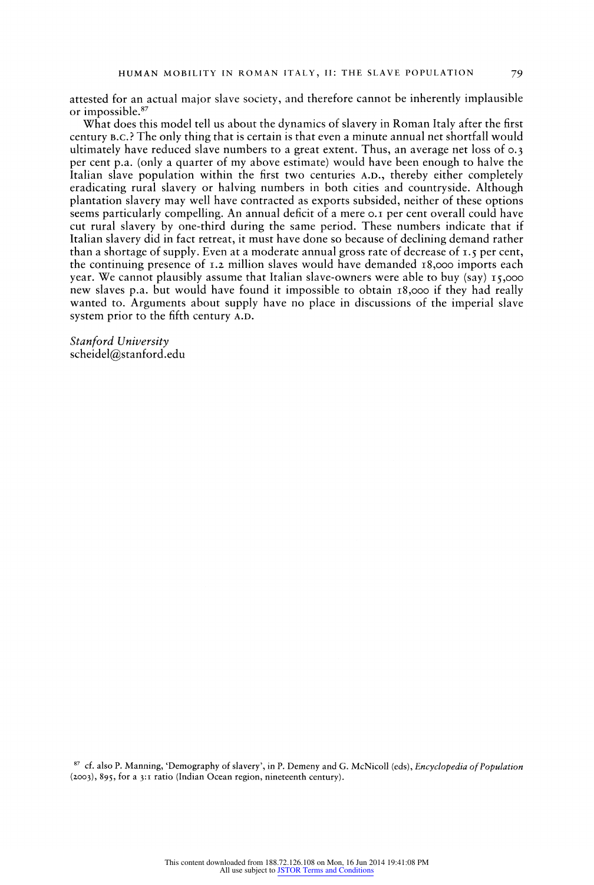attested for an actual major slave society, and therefore cannot be inherently implausible or impossible.[87]

What does this model tell us about the dynamics of slavery in Roman Italy after the first century B.C.? The only thing that is certain is that even a minute annual net shortfall would ultimately have reduced slave numbers to a great extent. Thus, an average net loss of 0.3 per cent p.a. (only a quarter of my above estimate) would have been enough to halve the Italian slave population within the first two centuries A.D., thereby either completely eradicating rural slavery or halving numbers in both cities and countryside. Although plantation slavery may well have contracted as exports subsided, neither of these options seems particularly compelling. An annual deficit of a mere 0.1 per cent overall could have cut rural slavery by one-third during the same period. These numbers indicate that if Italian slavery did in fact retreat, it must have done so because of declining demand rather than a shortage of supply. Even at a moderate annual gross rate of decrease of 1.5 per cent, the continuing presence of 1.2 million slaves would have demanded 18,000 imports each year. We cannot plausibly assume that Italian slave-owners were able to buy (say) 15,000 new slaves p.a. but would have found it impossible to obtain 18,000 if they had really wanted to. Arguments about supply have no place in discussions of the imperial slave system prior to the fifth century A.D.

*Stanford University*
scheidel@stanford.edu

[87] cf. also P. Manning, 'Demography of slavery', in P. Demeny and G. McNicoll (eds), *Encyclopedia of Population* (2003), 895, for a 3:1 ratio (Indian Ocean region, nineteenth century).